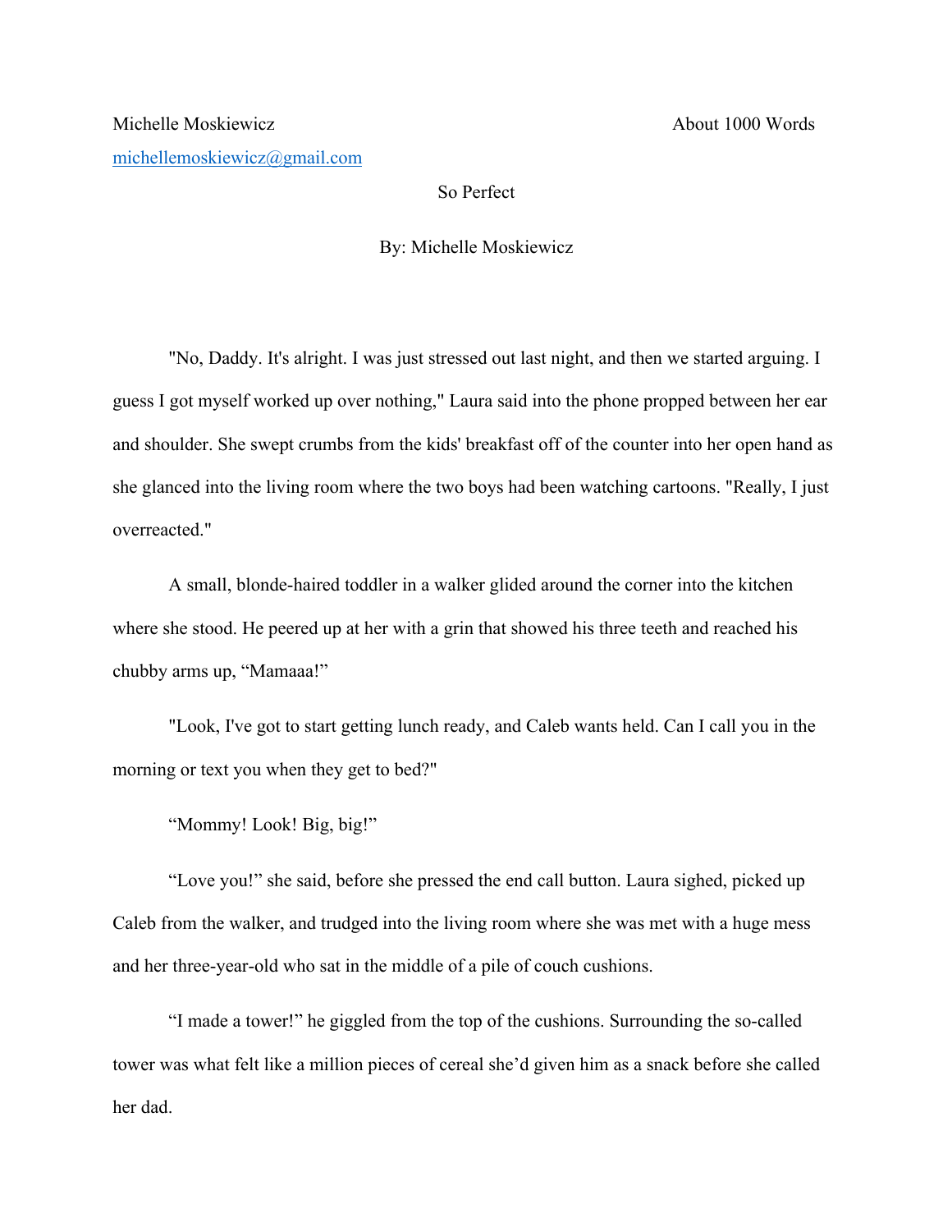Michelle Moskiewicz About 1000 Words

michellemoskiewicz@gmail.com

# So Perfect

By: Michelle Moskiewicz

"No, Daddy. It's alright. I was just stressed out last night, and then we started arguing. I guess I got myself worked up over nothing," Laura said into the phone propped between her ear and shoulder. She swept crumbs from the kids' breakfast off of the counter into her open hand as she glanced into the living room where the two boys had been watching cartoons. "Really, I just overreacted."

A small, blonde-haired toddler in a walker glided around the corner into the kitchen where she stood. He peered up at her with a grin that showed his three teeth and reached his chubby arms up, "Mamaaa!"

"Look, I've got to start getting lunch ready, and Caleb wants held. Can I call you in the morning or text you when they get to bed?"

"Mommy! Look! Big, big!"

"Love you!" she said, before she pressed the end call button. Laura sighed, picked up Caleb from the walker, and trudged into the living room where she was met with a huge mess and her three-year-old who sat in the middle of a pile of couch cushions.

"I made a tower!" he giggled from the top of the cushions. Surrounding the so-called tower was what felt like a million pieces of cereal she'd given him as a snack before she called her dad.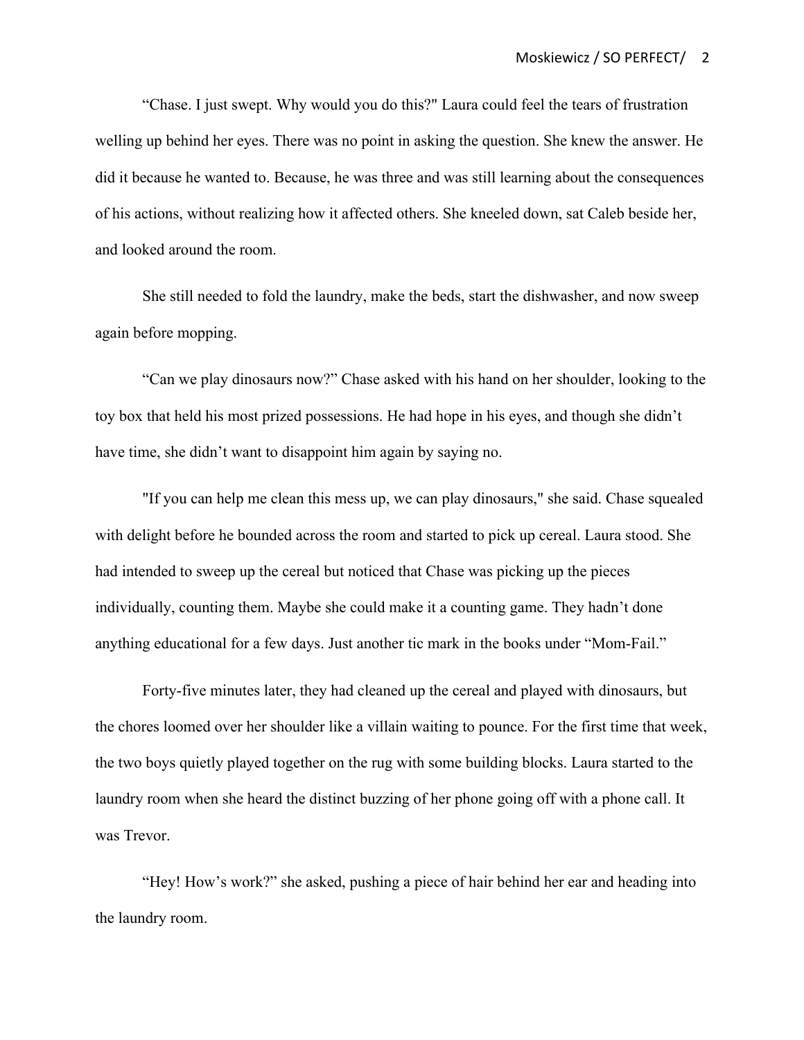"Chase. I just swept. Why would you do this?" Laura could feel the tears of frustration welling up behind her eyes. There was no point in asking the question. She knew the answer. He did it because he wanted to. Because, he was three and was still learning about the consequences of his actions, without realizing how it affected others. She kneeled down, sat Caleb beside her, and looked around the room.

She still needed to fold the laundry, make the beds, start the dishwasher, and now sweep again before mopping.

"Can we play dinosaurs now?" Chase asked with his hand on her shoulder, looking to the toy box that held his most prized possessions. He had hope in his eyes, and though she didn't have time, she didn't want to disappoint him again by saying no.

"If you can help me clean this mess up, we can play dinosaurs," she said. Chase squealed with delight before he bounded across the room and started to pick up cereal. Laura stood. She had intended to sweep up the cereal but noticed that Chase was picking up the pieces individually, counting them. Maybe she could make it a counting game. They hadn't done anything educational for a few days. Just another tic mark in the books under "Mom-Fail."

Forty-five minutes later, they had cleaned up the cereal and played with dinosaurs, but the chores loomed over her shoulder like a villain waiting to pounce. For the first time that week, the two boys quietly played together on the rug with some building blocks. Laura started to the laundry room when she heard the distinct buzzing of her phone going off with a phone call. It was Trevor.

"Hey! How's work?" she asked, pushing a piece of hair behind her ear and heading into the laundry room.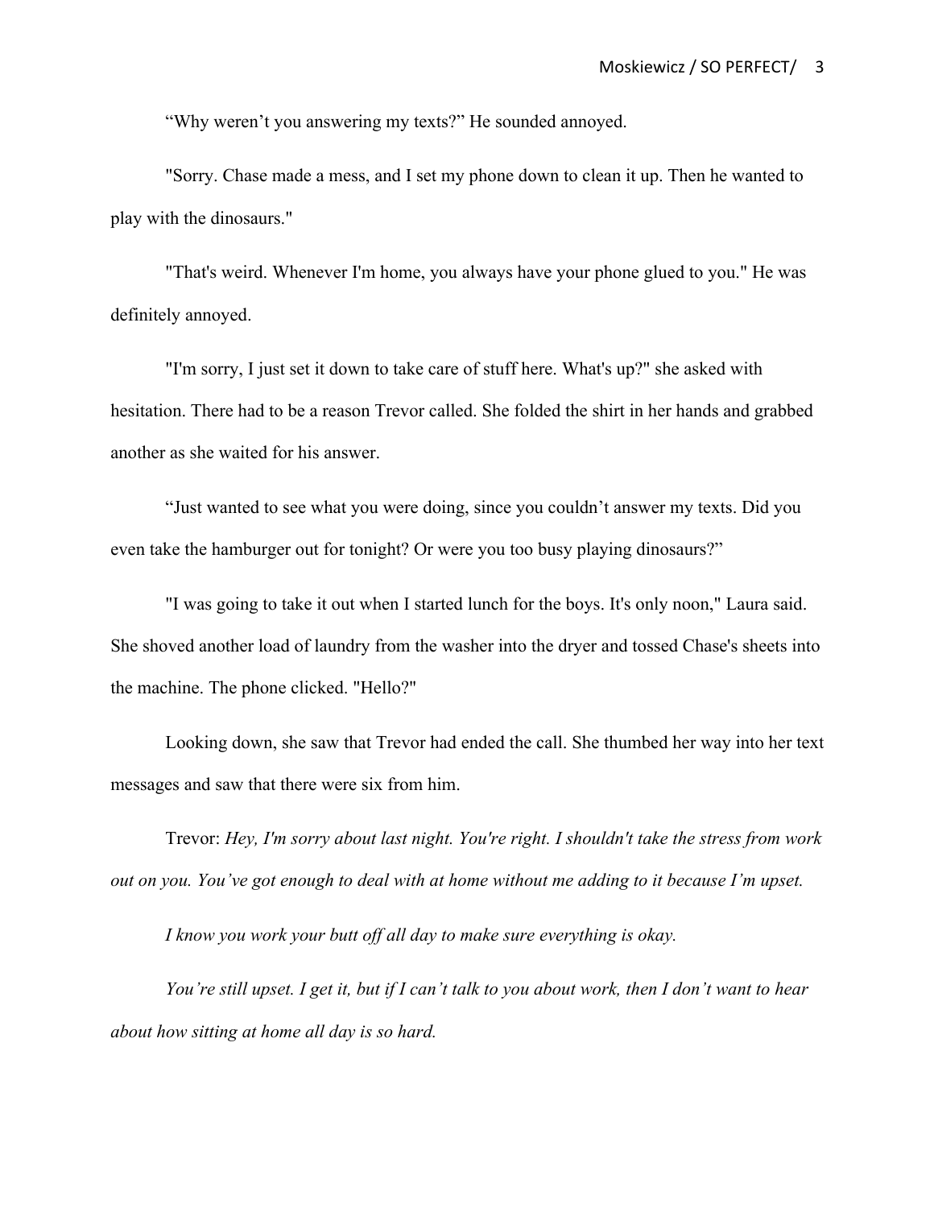“Why weren’t you answering my texts?” He sounded annoyed.

"Sorry. Chase made a mess, and I set my phone down to clean it up. Then he wanted to play with the dinosaurs."

"That's weird. Whenever I'm home, you always have your phone glued to you." He was definitely annoyed.

"I'm sorry, I just set it down to take care of stuff here. What's up?" she asked with hesitation. There had to be a reason Trevor called. She folded the shirt in her hands and grabbed another as she waited for his answer.

“Just wanted to see what you were doing, since you couldn’t answer my texts. Did you even take the hamburger out for tonight? Or were you too busy playing dinosaurs?”

"I was going to take it out when I started lunch for the boys. It's only noon," Laura said. She shoved another load of laundry from the washer into the dryer and tossed Chase's sheets into the machine. The phone clicked. "Hello?"

Looking down, she saw that Trevor had ended the call. She thumbed her way into her text messages and saw that there were six from him.

Trevor: *Hey, I'm sorry about last night. You're right. I shouldn't take the stress from work out on you. You’ve got enough to deal with at home without me adding to it because I’m upset.*

*I know you work your butt off all day to make sure everything is okay.*

*You’re still upset. I get it, but if I can’t talk to you about work, then I don’t want to hear about how sitting at home all day is so hard.*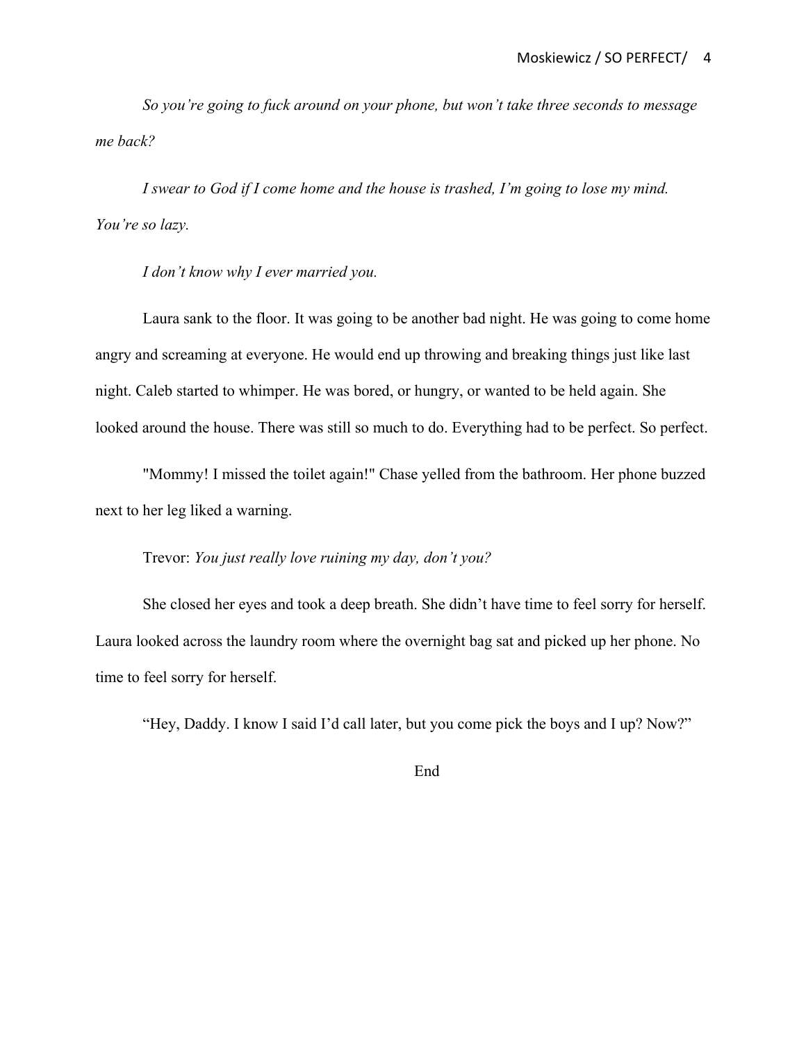*So you're going to fuck around on your phone, but won't take three seconds to message me back?*

*I swear to God if I come home and the house is trashed, I'm going to lose my mind. You're so lazy.*

*I don't know why I ever married you.*

Laura sank to the floor. It was going to be another bad night. He was going to come home angry and screaming at everyone. He would end up throwing and breaking things just like last night. Caleb started to whimper. He was bored, or hungry, or wanted to be held again. She looked around the house. There was still so much to do. Everything had to be perfect. So perfect.

"Mommy! I missed the toilet again!" Chase yelled from the bathroom. Her phone buzzed next to her leg liked a warning.

Trevor: *You just really love ruining my day, don't you?*

She closed her eyes and took a deep breath. She didn't have time to feel sorry for herself. Laura looked across the laundry room where the overnight bag sat and picked up her phone. No time to feel sorry for herself.

"Hey, Daddy. I know I said I'd call later, but you come pick the boys and I up? Now?"

End